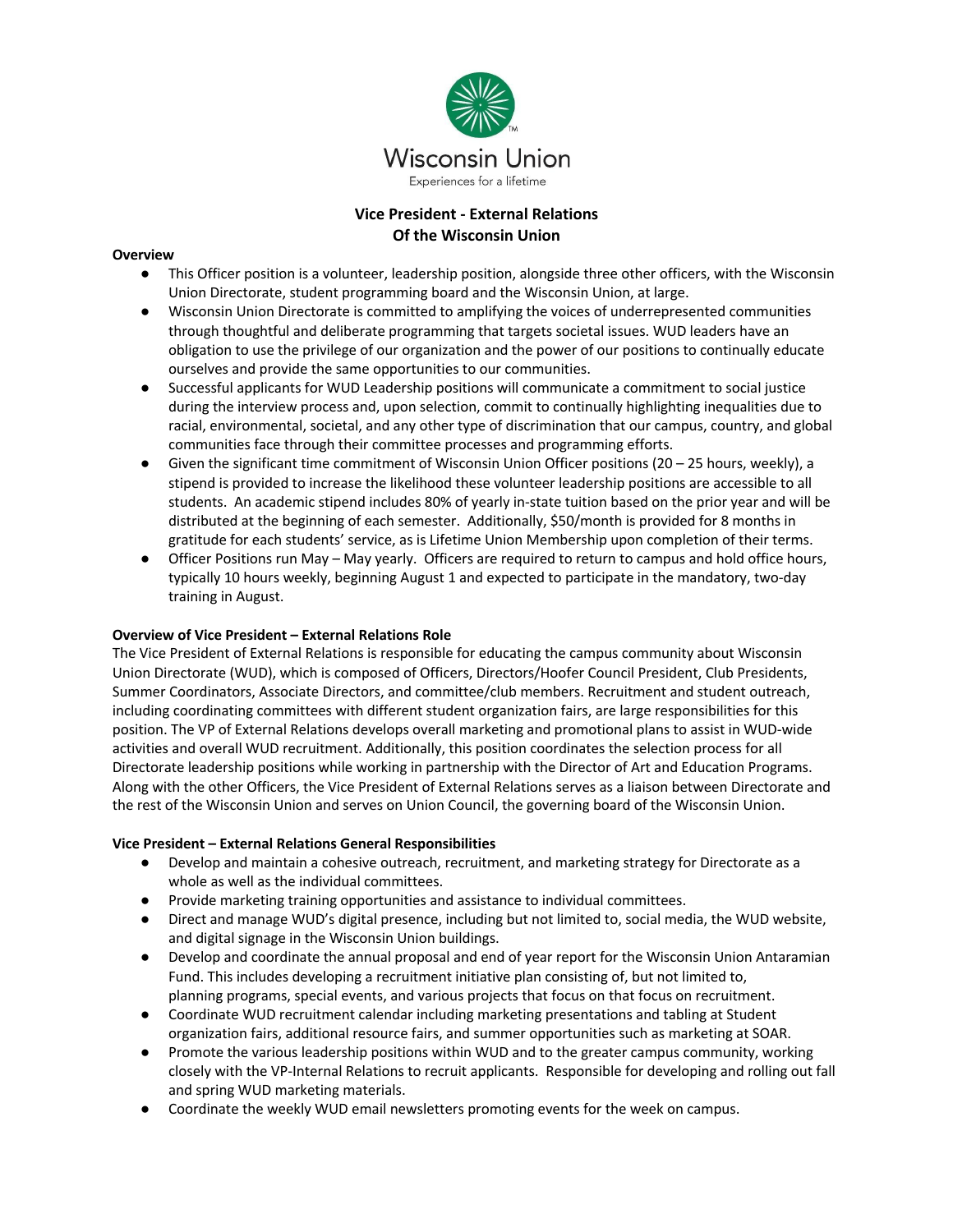Wisconsin Union

Experiences for a lifetime

# Vice President - External Relations
# Of the Wisconsin Union

## Overview

- This Officer position is a volunteer, leadership position, alongside three other officers, with the Wisconsin Union Directorate, student programming board and the Wisconsin Union, at large.
- Wisconsin Union Directorate is committed to amplifying the voices of underrepresented communities through thoughtful and deliberate programming that targets societal issues. WUD leaders have an obligation to use the privilege of our organization and the power of our positions to continually educate ourselves and provide the same opportunities to our communities.
- Successful applicants for WUD Leadership positions will communicate a commitment to social justice during the interview process and, upon selection, commit to continually highlighting inequalities due to racial, environmental, societal, and any other type of discrimination that our campus, country, and global communities face through their committee processes and programming efforts.
- Given the significant time commitment of Wisconsin Union Officer positions (20 – 25 hours, weekly), a stipend is provided to increase the likelihood these volunteer leadership positions are accessible to all students. An academic stipend includes 80% of yearly in-state tuition based on the prior year and will be distributed at the beginning of each semester. Additionally, $50/month is provided for 8 months in gratitude for each students' service, as is Lifetime Union Membership upon completion of their terms.
- Officer Positions run May – May yearly. Officers are required to return to campus and hold office hours, typically 10 hours weekly, beginning August 1 and expected to participate in the mandatory, two-day training in August.

## Overview of Vice President – External Relations Role

The Vice President of External Relations is responsible for educating the campus community about Wisconsin Union Directorate (WUD), which is composed of Officers, Directors/Hoofer Council President, Club Presidents, Summer Coordinators, Associate Directors, and committee/club members. Recruitment and student outreach, including coordinating committees with different student organization fairs, are large responsibilities for this position. The VP of External Relations develops overall marketing and promotional plans to assist in WUD-wide activities and overall WUD recruitment. Additionally, this position coordinates the selection process for all Directorate leadership positions while working in partnership with the Director of Art and Education Programs. Along with the other Officers, the Vice President of External Relations serves as a liaison between Directorate and the rest of the Wisconsin Union and serves on Union Council, the governing board of the Wisconsin Union.

## Vice President – External Relations General Responsibilities

- Develop and maintain a cohesive outreach, recruitment, and marketing strategy for Directorate as a whole as well as the individual committees.
- Provide marketing training opportunities and assistance to individual committees.
- Direct and manage WUD's digital presence, including but not limited to, social media, the WUD website, and digital signage in the Wisconsin Union buildings.
- Develop and coordinate the annual proposal and end of year report for the Wisconsin Union Antaramian Fund. This includes developing a recruitment initiative plan consisting of, but not limited to, planning programs, special events, and various projects that focus on that focus on recruitment.
- Coordinate WUD recruitment calendar including marketing presentations and tabling at Student organization fairs, additional resource fairs, and summer opportunities such as marketing at SOAR.
- Promote the various leadership positions within WUD and to the greater campus community, working closely with the VP-Internal Relations to recruit applicants. Responsible for developing and rolling out fall and spring WUD marketing materials.
- Coordinate the weekly WUD email newsletters promoting events for the week on campus.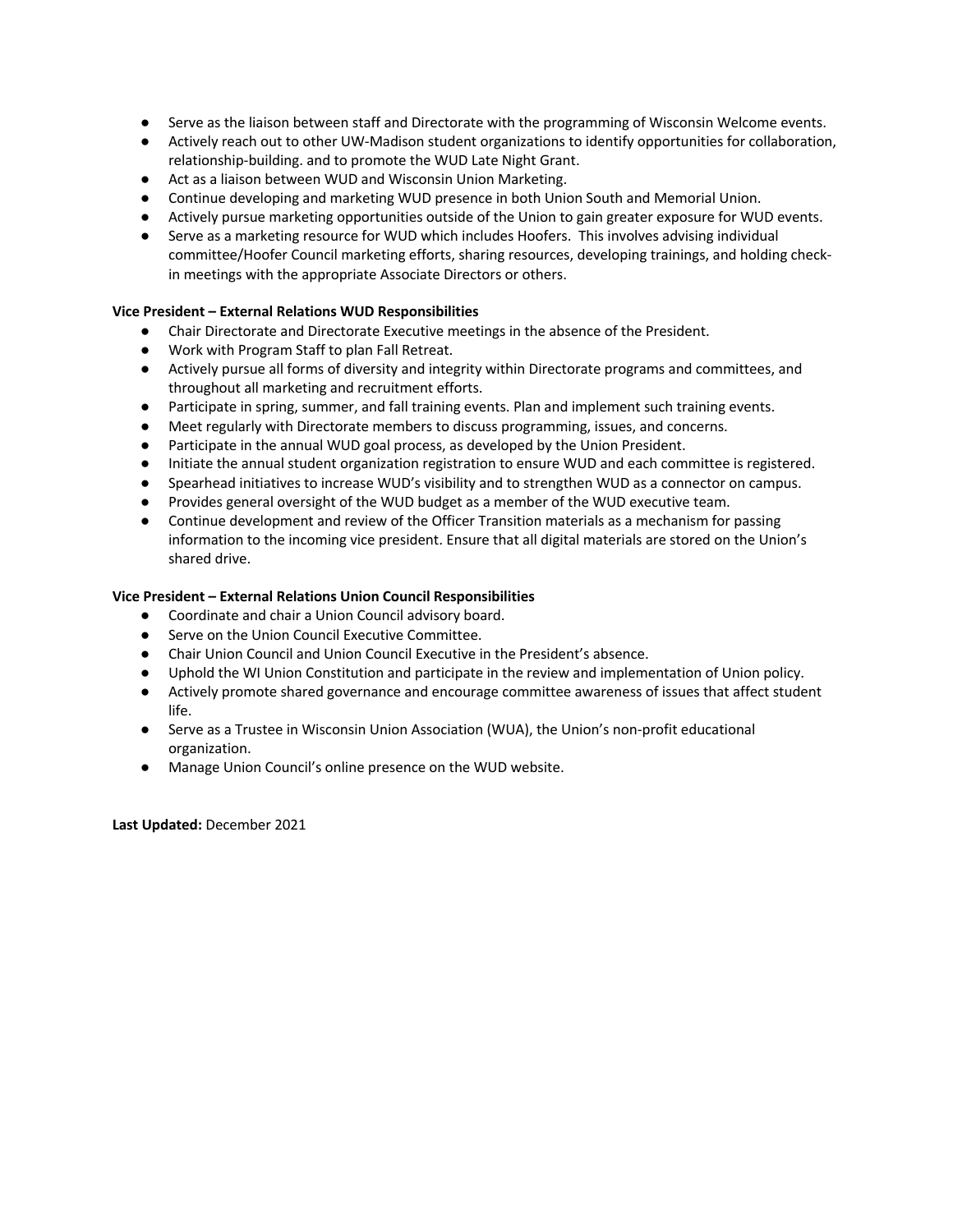- Serve as the liaison between staff and Directorate with the programming of Wisconsin Welcome events.
- Actively reach out to other UW-Madison student organizations to identify opportunities for collaboration, relationship-building. and to promote the WUD Late Night Grant.
- Act as a liaison between WUD and Wisconsin Union Marketing.
- Continue developing and marketing WUD presence in both Union South and Memorial Union.
- Actively pursue marketing opportunities outside of the Union to gain greater exposure for WUD events.
- Serve as a marketing resource for WUD which includes Hoofers. This involves advising individual committee/Hoofer Council marketing efforts, sharing resources, developing trainings, and holding check-in meetings with the appropriate Associate Directors or others.

**Vice President – External Relations WUD Responsibilities**

- Chair Directorate and Directorate Executive meetings in the absence of the President.
- Work with Program Staff to plan Fall Retreat.
- Actively pursue all forms of diversity and integrity within Directorate programs and committees, and throughout all marketing and recruitment efforts.
- Participate in spring, summer, and fall training events. Plan and implement such training events.
- Meet regularly with Directorate members to discuss programming, issues, and concerns.
- Participate in the annual WUD goal process, as developed by the Union President.
- Initiate the annual student organization registration to ensure WUD and each committee is registered.
- Spearhead initiatives to increase WUD's visibility and to strengthen WUD as a connector on campus.
- Provides general oversight of the WUD budget as a member of the WUD executive team.
- Continue development and review of the Officer Transition materials as a mechanism for passing information to the incoming vice president. Ensure that all digital materials are stored on the Union's shared drive.

**Vice President – External Relations Union Council Responsibilities**

- Coordinate and chair a Union Council advisory board.
- Serve on the Union Council Executive Committee.
- Chair Union Council and Union Council Executive in the President's absence.
- Uphold the WI Union Constitution and participate in the review and implementation of Union policy.
- Actively promote shared governance and encourage committee awareness of issues that affect student life.
- Serve as a Trustee in Wisconsin Union Association (WUA), the Union's non-profit educational organization.
- Manage Union Council's online presence on the WUD website.

**Last Updated:** December 2021